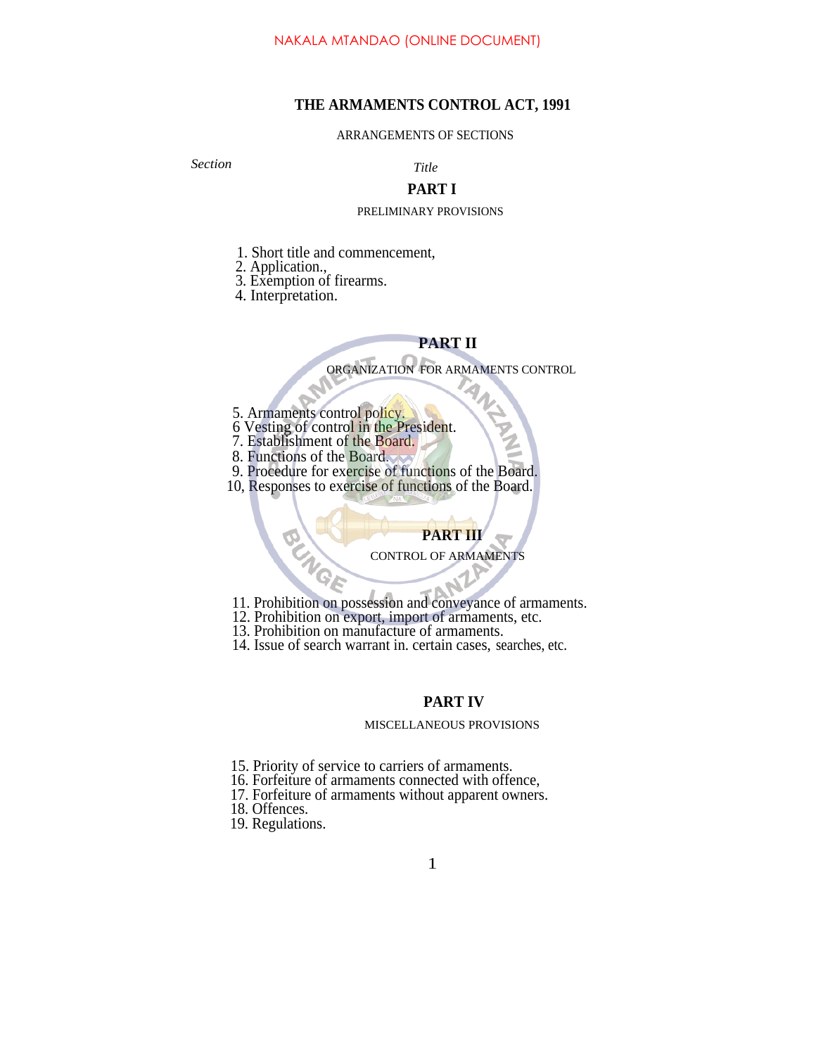# THE ARMAMENTS CONTROL ACT, 1991

ARRANGEMENTS OF SECTIONS

*Section* *Title*

## PART I

PRELIMINARY PROVISIONS

1. Short title and commencement,
2. Application.,
3. Exemption of firearms.
4. Interpretation.

## PART II

ORGANIZATION FOR ARMAMENTS CONTROL

5. Armaments control policy.
6 Vesting of control in the President.
7. Establishment of the Board.
8. Functions of the Board.
9. Procedure for exercise of functions of the Board.
10, Responses to exercise of functions of the Board.

## PART III

CONTROL OF ARMAMENTS

11. Prohibition on possession and conveyance of armaments.
12. Prohibition on export, import of armaments, etc.
13. Prohibition on manufacture of armaments.
14. Issue of search warrant in. certain cases, searches, etc.

## PART IV

MISCELLANEOUS PROVISIONS

15. Priority of service to carriers of armaments.
16. Forfeiture of armaments connected with offence,
17. Forfeiture of armaments without apparent owners.
18. Offences.
19. Regulations.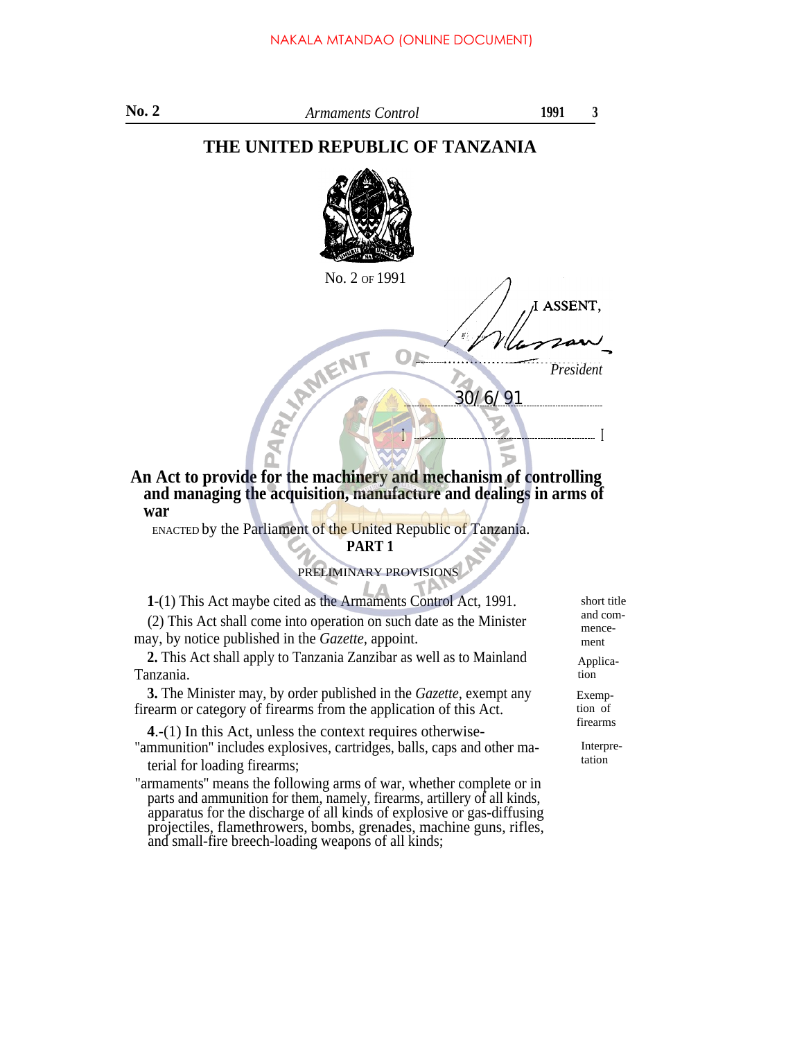# THE UNITED REPUBLIC OF TANZANIA

No. 2 OF 1991

I ASSENT,

President

30/6/91

**An Act to provide for the machinery and mechanism of controlling and managing the acquisition, manufacture and dealings in arms of war**

ENACTED by the Parliament of the United Republic of Tanzania.

## PART 1

### PRELIMINARY PROVISIONS

Short title and commencement

**1**-(1) This Act maybe cited as the Armaments Control Act, 1991.

(2) This Act shall come into operation on such date as the Minister may, by notice published in the *Gazette,* appoint.

Application

**2.** This Act shall apply to Tanzania Zanzibar as well as to Mainland Tanzania.

Exemption of firearms

**3.** The Minister may, by order published in the *Gazette,* exempt any firearm or category of firearms from the application of this Act.

Interpretation

**4**.-(1) In this Act, unless the context requires otherwise-

"ammunition" includes explosives, cartridges, balls, caps and other material for loading firearms;

"armaments" means the following arms of war, whether complete or in parts and ammunition for them, namely, firearms, artillery of all kinds, apparatus for the discharge of all kinds of explosive or gas-diffusing projectiles, flamethrowers, bombs, grenades, machine guns, rifles, and small-fire breech-loading weapons of all kinds;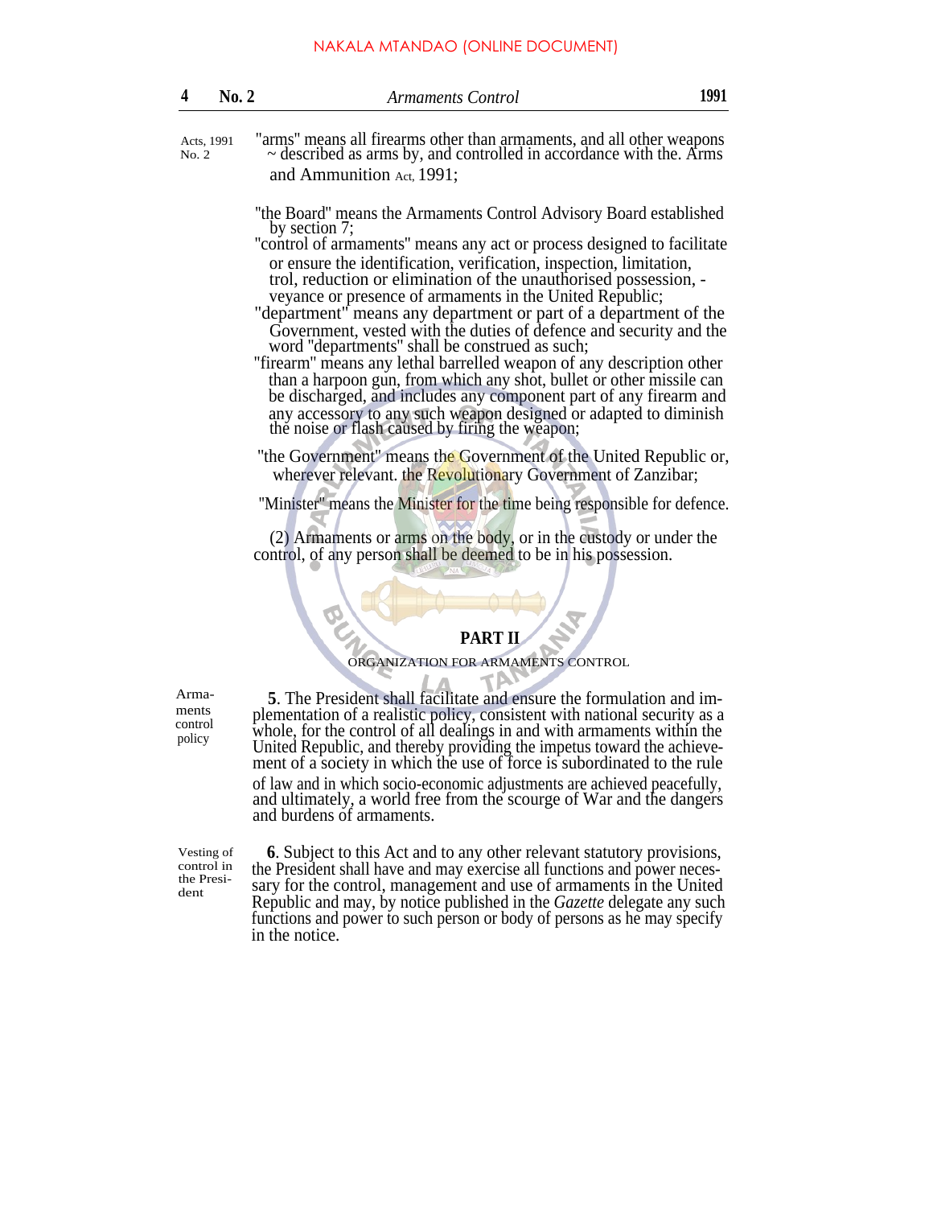Acts, 1991 No. 2

"arms" means all firearms other than armaments, and all other weapons ~ described as arms by, and controlled in accordance with the. Arms and Ammunition Act, 1991;

"the Board" means the Armaments Control Advisory Board established by section 7;

"control of armaments" means any act or process designed to facilitate or ensure the identification, verification, inspection, limitation, trol, reduction or elimination of the unauthorised possession, -veyance or presence of armaments in the United Republic;

"department" means any department or part of a department of the Government, vested with the duties of defence and security and the word "departments" shall be construed as such;

"firearm" means any lethal barrelled weapon of any description other than a harpoon gun, from which any shot, bullet or other missile can be discharged, and includes any component part of any firearm and any accessory to any such weapon designed or adapted to diminish the noise or flash caused by firing the weapon;

"the Government" means the Government of the United Republic or, wherever relevant. the Revolutionary Government of Zanzibar;

"Minister" means the Minister for the time being responsible for defence.

(2) Armaments or arms on the body, or in the custody or under the control, of any person shall be deemed to be in his possession.

## PART II

ORGANIZATION FOR ARMAMENTS CONTROL

Armaments control policy

**5**. The President shall facilitate and ensure the formulation and implementation of a realistic policy, consistent with national security as a whole, for the control of all dealings in and with armaments within the United Republic, and thereby providing the impetus toward the achievement of a society in which the use of force is subordinated to the rule of law and in which socio-economic adjustments are achieved peacefully, and ultimately, a world free from the scourge of War and the dangers and burdens of armaments.

Vesting of control in the President

**6**. Subject to this Act and to any other relevant statutory provisions, the President shall have and may exercise all functions and power necessary for the control, management and use of armaments in the United Republic and may, by notice published in the *Gazette* delegate any such functions and power to such person or body of persons as he may specify in the notice.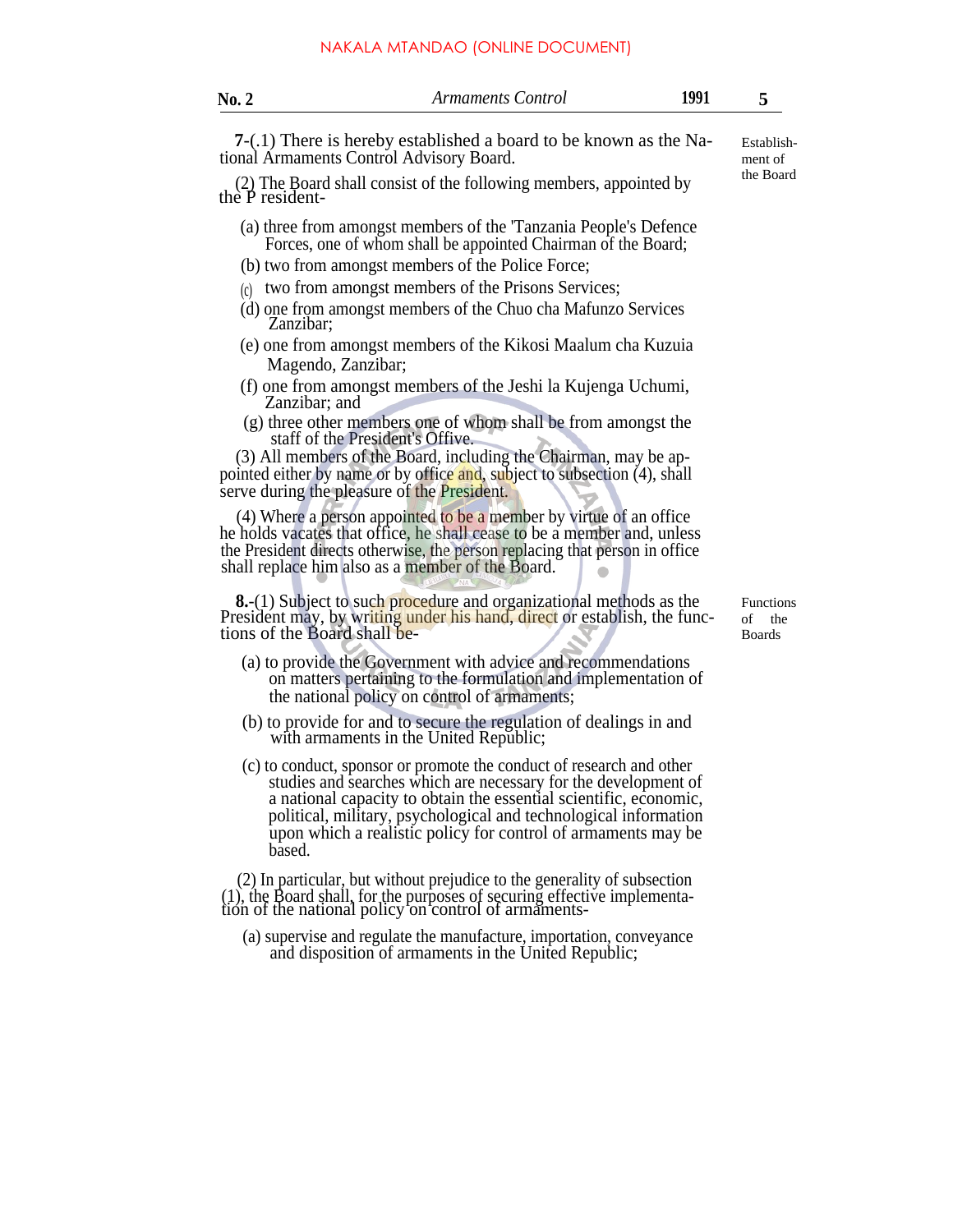**7**-(.1) There is hereby established a board to be known as the National Armaments Control Advisory Board.

*Establishment of the Board*

(2) The Board shall consist of the following members, appointed by the P resident-

(a) three from amongst members of the 'Tanzania People's Defence Forces, one of whom shall be appointed Chairman of the Board;

(b) two from amongst members of the Police Force;

(c) two from amongst members of the Prisons Services;

(d) one from amongst members of the Chuo cha Mafunzo Services Zanzibar;

(e) one from amongst members of the Kikosi Maalum cha Kuzuia Magendo, Zanzibar;

(f) one from amongst members of the Jeshi la Kujenga Uchumi, Zanzibar; and

(g) three other members one of whom shall be from amongst the staff of the President's Offive.

(3) All members of the Board, including the Chairman, may be appointed either by name or by office and, subject to subsection (4), shall serve during the pleasure of the President.

(4) Where a person appointed to be a member by virtue of an office he holds vacates that office, he shall cease to be a member and, unless the President directs otherwise, the person replacing that person in office shall replace him also as a member of the Board.

**8.**-(1) Subject to such procedure and organizational methods as the President may, by writing under his hand, direct or establish, the functions of the Board shall be-

*Functions of the Boards*

(a) to provide the Government with advice and recommendations on matters pertaining to the formulation and implementation of the national policy on control of armaments;

(b) to provide for and to secure the regulation of dealings in and with armaments in the United Republic;

(c) to conduct, sponsor or promote the conduct of research and other studies and searches which are necessary for the development of a national capacity to obtain the essential scientific, economic, political, military, psychological and technological information upon which a realistic policy for control of armaments may be based.

(2) In particular, but without prejudice to the generality of subsection (1), the Board shall, for the purposes of securing effective implementation of the national policy on control of armaments-

(a) supervise and regulate the manufacture, importation, conveyance and disposition of armaments in the United Republic;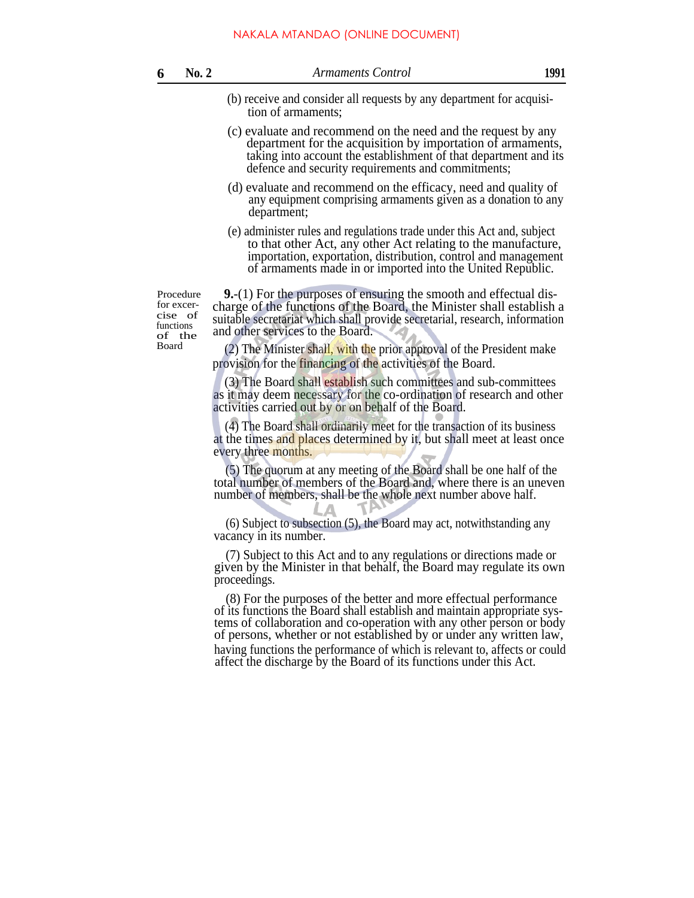(b) receive and consider all requests by any department for acquisition of armaments;

(c) evaluate and recommend on the need and the request by any department for the acquisition by importation of armaments, taking into account the establishment of that department and its defence and security requirements and commitments;

(d) evaluate and recommend on the efficacy, need and quality of any equipment comprising armaments given as a donation to any department;

(e) administer rules and regulations trade under this Act and, subject to that other Act, any other Act relating to the manufacture, importation, exportation, distribution, control and management of armaments made in or imported into the United Republic.

Procedure for excercise of functions of the Board

**9.**-(1) For the purposes of ensuring the smooth and effectual discharge of the functions of the Board, the Minister shall establish a suitable secretariat which shall provide secretarial, research, information and other services to the Board.

(2) The Minister shall, with the prior approval of the President make provision for the financing of the activities of the Board.

(3) The Board shall establish such committees and sub-committees as it may deem necessary for the co-ordination of research and other activities carried out by or on behalf of the Board.

(4) The Board shall ordinarily meet for the transaction of its business at the times and places determined by it, but shall meet at least once every three months.

(5) The quorum at any meeting of the Board shall be one half of the total number of members of the Board and, where there is an uneven number of members, shall be the whole next number above half.

(6) Subject to subsection (5), the Board may act, notwithstanding any vacancy in its number.

(7) Subject to this Act and to any regulations or directions made or given by the Minister in that behalf, the Board may regulate its own proceedings.

(8) For the purposes of the better and more effectual performance of its functions the Board shall establish and maintain appropriate systems of collaboration and co-operation with any other person or body of persons, whether or not established by or under any written law, having functions the performance of which is relevant to, affects or could affect the discharge by the Board of its functions under this Act.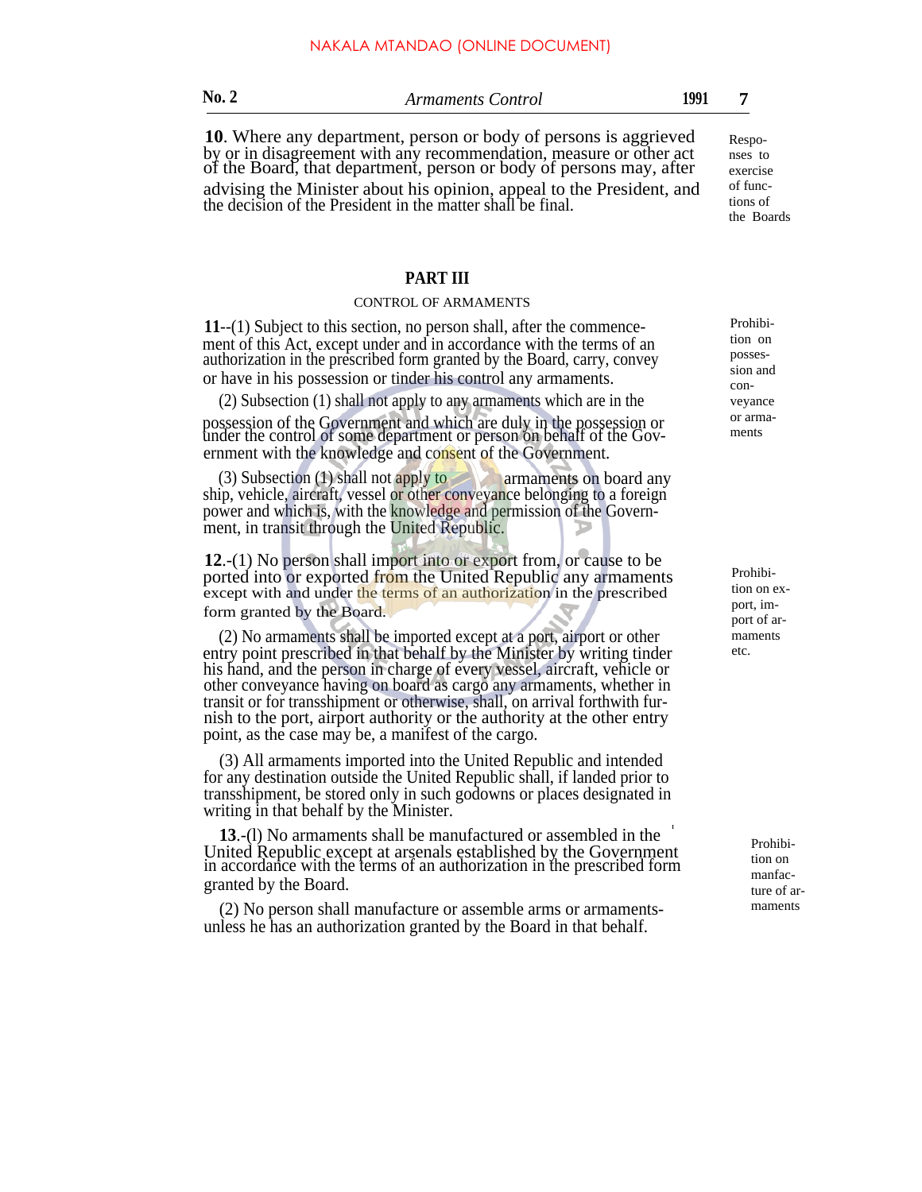**10**. Where any department, person or body of persons is aggrieved by or in disagreement with any recommendation, measure or other act of the Board, that department, person or body of persons may, after advising the Minister about his opinion, appeal to the President, and the decision of the President in the matter shall be final.

Responses to exercise of functions of the Boards

## PART III

### CONTROL OF ARMAMENTS

**11**--(1) Subject to this section, no person shall, after the commencement of this Act, except under and in accordance with the terms of an authorization in the prescribed form granted by the Board, carry, convey or have in his possession or tinder his control any armaments.

Prohibition on possession and conveyance or armaments

(2) Subsection (1) shall not apply to any armaments which are in the possession of the Government and which are duly in the possession or under the control of some department or person on behalf of the Government with the knowledge and consent of the Government.

(3) Subsection (1) shall not apply to armaments on board any ship, vehicle, aircraft, vessel or other conveyance belonging to a foreign power and which is, with the knowledge and permission of the Government, in transit through the United Republic.

**12**.-(1) No person shall import into or export from, or cause to be ported into or exported from the United Republic any armaments except with and under the terms of an authorization in the prescribed form granted by the Board.

Prohibition on export, import of armaments etc.

(2) No armaments shall be imported except at a port, airport or other entry point prescribed in that behalf by the Minister by writing tinder his hand, and the person in charge of every vessel, aircraft, vehicle or other conveyance having on board as cargo any armaments, whether in transit or for transshipment or otherwise, shall, on arrival forthwith furnish to the port, airport authority or the authority at the other entry point, as the case may be, a manifest of the cargo.

(3) All armaments imported into the United Republic and intended for any destination outside the United Republic shall, if landed prior to transshipment, be stored only in such godowns or places designated in writing in that behalf by the Minister.

**13**.-(l) No armaments shall be manufactured or assembled in the United Republic except at arsenals established by the Government in accordance with the terms of an authorization in the prescribed form granted by the Board.

Prohibition on manfacture of armaments

(2) No person shall manufacture or assemble arms or armaments unless he has an authorization granted by the Board in that behalf.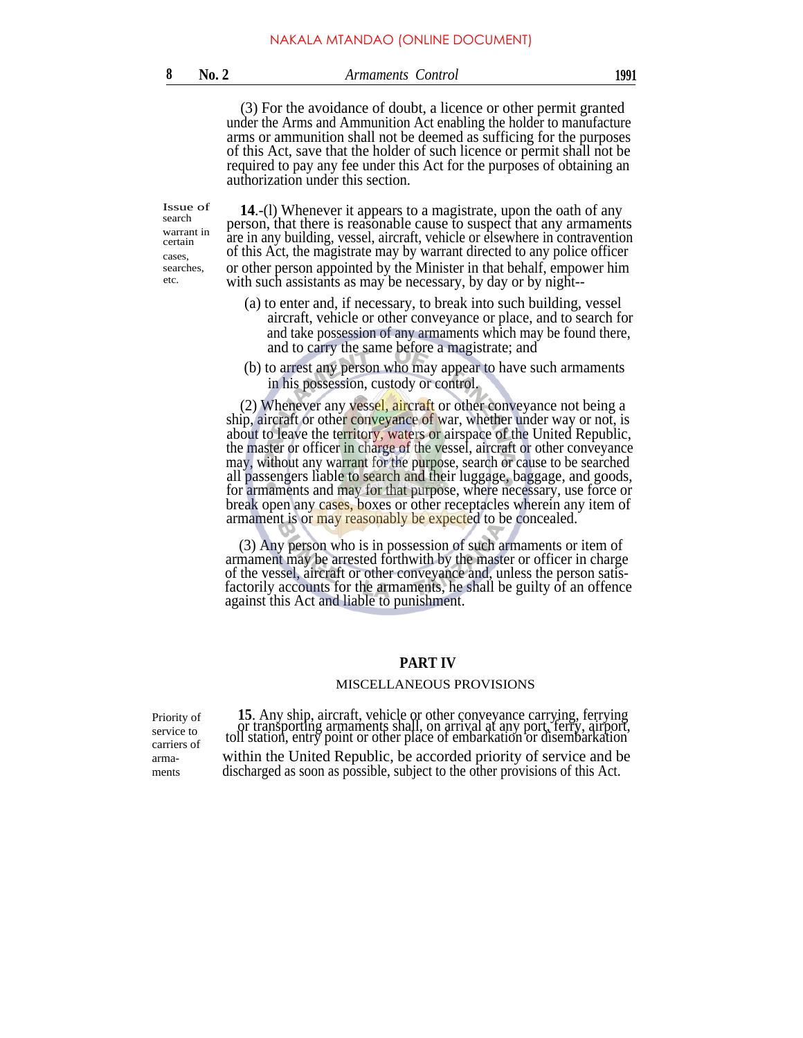(3) For the avoidance of doubt, a licence or other permit granted under the Arms and Ammunition Act enabling the holder to manufacture arms or ammunition shall not be deemed as sufficing for the purposes of this Act, save that the holder of such licence or permit shall not be required to pay any fee under this Act for the purposes of obtaining an authorization under this section.

Issue of search warrant in certain cases, searches, etc.

**14**.-(l) Whenever it appears to a magistrate, upon the oath of any person, that there is reasonable cause to suspect that any armaments are in any building, vessel, aircraft, vehicle or elsewhere in contravention of this Act, the magistrate may by warrant directed to any police officer or other person appointed by the Minister in that behalf, empower him with such assistants as may be necessary, by day or by night--

(a) to enter and, if necessary, to break into such building, vessel aircraft, vehicle or other conveyance or place, and to search for and take possession of any armaments which may be found there, and to carry the same before a magistrate; and

(b) to arrest any person who may appear to have such armaments in his possession, custody or control.

(2) Whenever any vessel, aircraft or other conveyance not being a ship, aircraft or other conveyance of war, whether under way or not, is about to leave the territory, waters or airspace of the United Republic, the master or officer in charge of the vessel, aircraft or other conveyance may, without any warrant for the purpose, search or cause to be searched all passengers liable to search and their luggage, baggage, and goods, for armaments and may for that purpose, where necessary, use force or break open any cases, boxes or other receptacles wherein any item of armament is or may reasonably be expected to be concealed.

(3) Any person who is in possession of such armaments or item of armament may be arrested forthwith by the master or officer in charge of the vessel, aircraft or other conveyance and, unless the person satisfactorily accounts for the armaments, he shall be guilty of an offence against this Act and liable to punishment.

## PART IV

### MISCELLANEOUS PROVISIONS

Priority of service to carriers of armaments

**15**. Any ship, aircraft, vehicle or other conveyance carrying, ferrying or transporting armaments shall, on arrival at any port, ferry, airport, toll station, entry point or other place of embarkation or disembarkation within the United Republic, be accorded priority of service and be discharged as soon as possible, subject to the other provisions of this Act.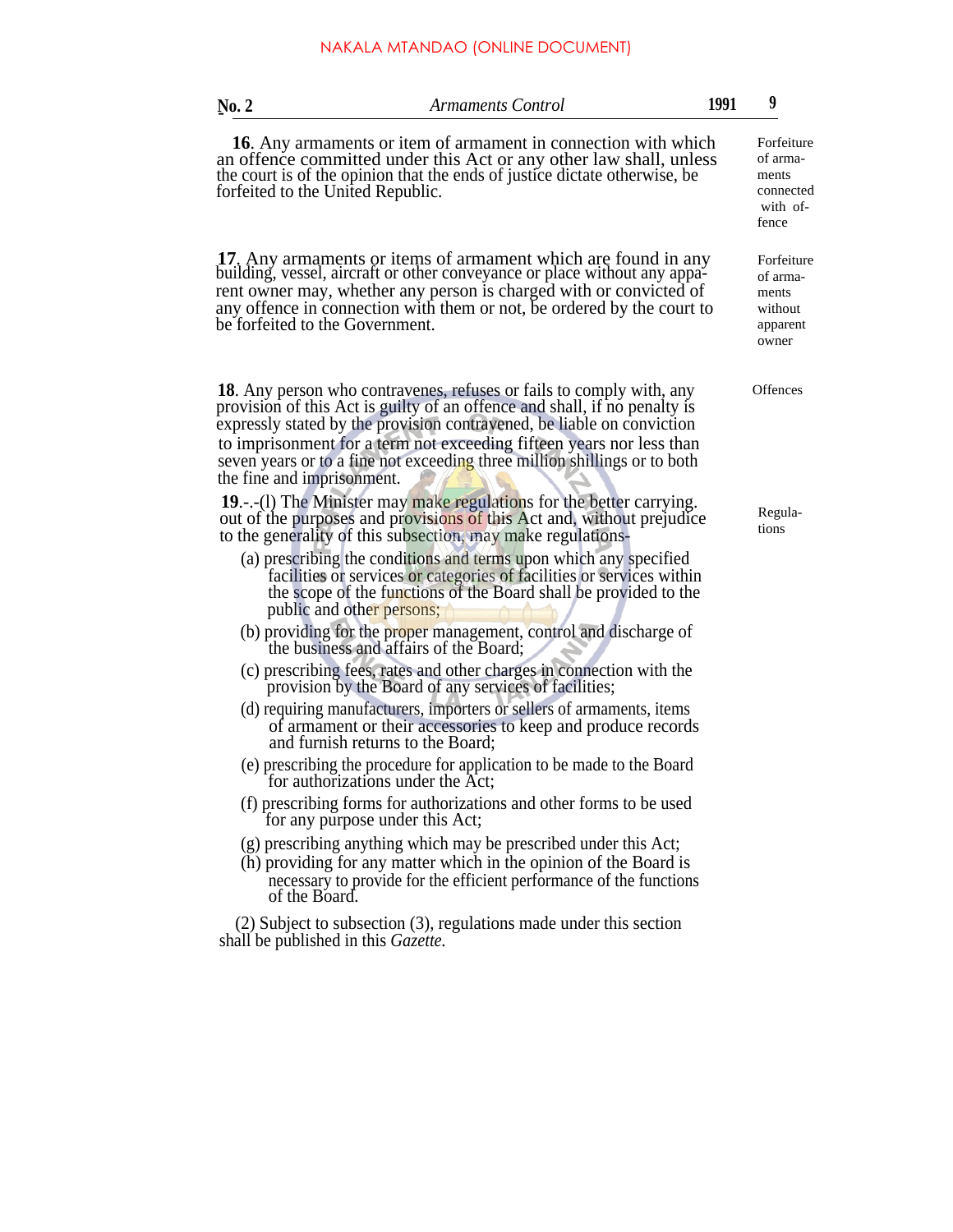**16**. Any armaments or item of armament in connection with which an offence committed under this Act or any other law shall, unless the court is of the opinion that the ends of justice dictate otherwise, be forfeited to the United Republic.

Forfeiture of armaments connected with offence

**17**. Any armaments or items of armament which are found in any building, vessel, aircraft or other conveyance or place without any apparent owner may, whether any person is charged with or convicted of any offence in connection with them or not, be ordered by the court to be forfeited to the Government.

Forfeiture of armaments without apparent owner

**18**. Any person who contravenes, refuses or fails to comply with, any provision of this Act is guilty of an offence and shall, if no penalty is expressly stated by the provision contravened, be liable on conviction to imprisonment for a term not exceeding fifteen years nor less than seven years or to a fine not exceeding three million shillings or to both the fine and imprisonment.

Offences

**19**.-.-(l) The Minister may make regulations for the better carrying. out of the purposes and provisions of this Act and, without prejudice to the generality of this subsection, may make regulations-

Regulations

(a) prescribing the conditions and terms upon which any specified facilities or services or categories of facilities or services within the scope of the functions of the Board shall be provided to the public and other persons;

(b) providing for the proper management, control and discharge of the business and affairs of the Board;

(c) prescribing fees, rates and other charges in connection with the provision by the Board of any services of facilities;

(d) requiring manufacturers, importers or sellers of armaments, items of armament or their accessories to keep and produce records and furnish returns to the Board;

(e) prescribing the procedure for application to be made to the Board for authorizations under the Act;

(f) prescribing forms for authorizations and other forms to be used for any purpose under this Act;

(g) prescribing anything which may be prescribed under this Act;

(h) providing for any matter which in the opinion of the Board is necessary to provide for the efficient performance of the functions of the Board.

(2) Subject to subsection (3), regulations made under this section shall be published in this *Gazette.*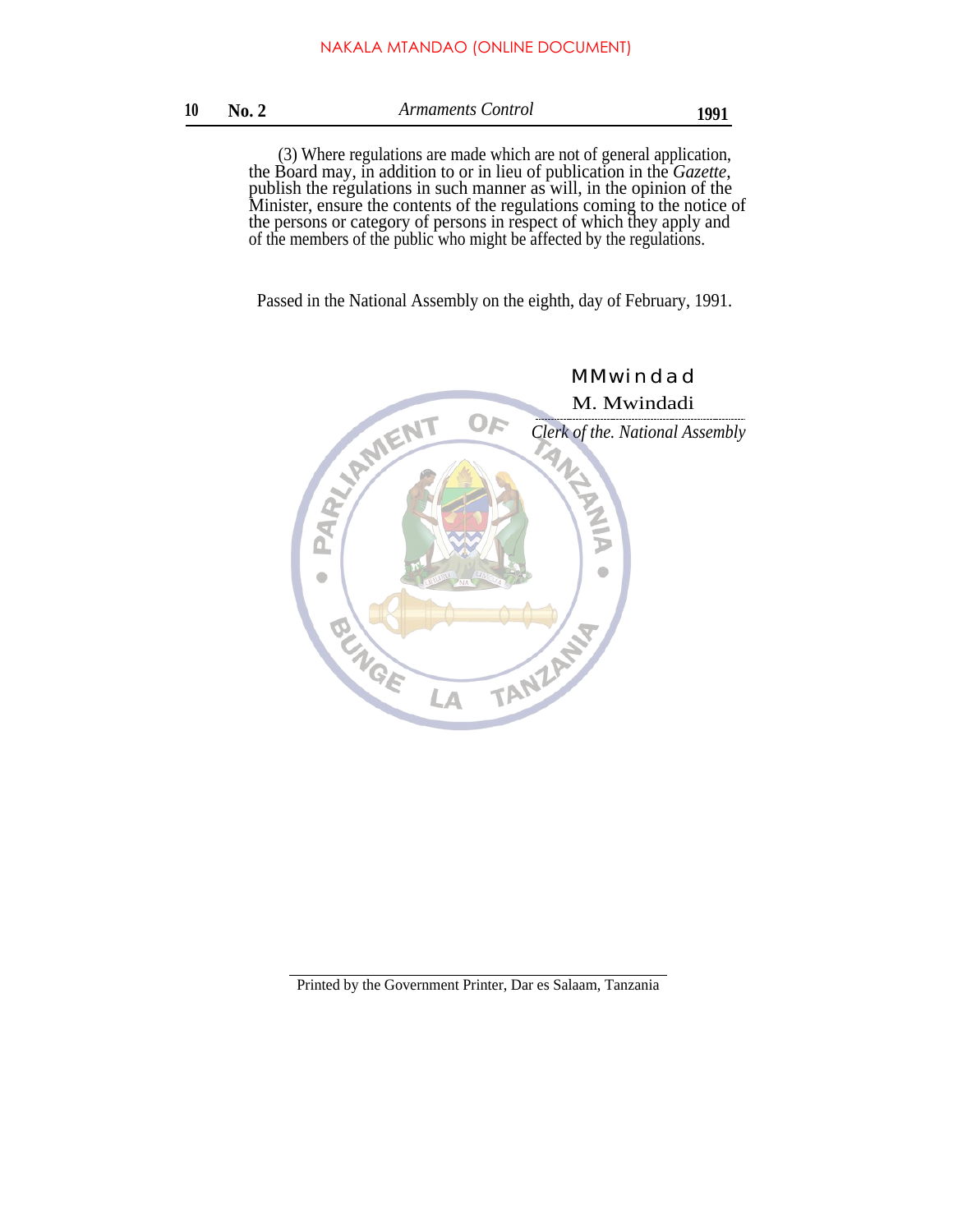(3) Where regulations are made which are not of general application, the Board may, in addition to or in lieu of publication in the *Gazette*, publish the regulations in such manner as will, in the opinion of the Minister, ensure the contents of the regulations coming to the notice of the persons or category of persons in respect of which they apply and of the members of the public who might be affected by the regulations.

Passed in the National Assembly on the eighth, day of February, 1991.

MMwindad

M. Mwindadi

*Clerk of the. National Assembly*

Printed by the Government Printer, Dar es Salaam, Tanzania